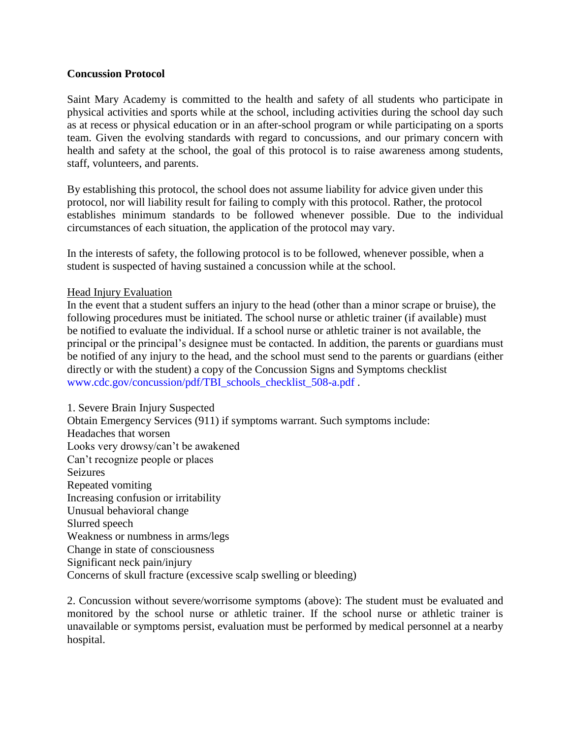# Concussion Protocol

Saint Mary Academy is committed to the health and safety of all students who participate in physical activities and sports while at the school, including activities during the school day such as at recess or physical education or in an after-school program or while participating on a sports team. Given the evolving standards with regard to concussions, and our primary concern with health and safety at the school, the goal of this protocol is to raise awareness among students, staff, volunteers, and parents.

By establishing this protocol, the school does not assume liability for advice given under this protocol, nor will liability result for failing to comply with this protocol. Rather, the protocol establishes minimum standards to be followed whenever possible. Due to the individual circumstances of each situation, the application of the protocol may vary.

In the interests of safety, the following protocol is to be followed, whenever possible, when a student is suspected of having sustained a concussion while at the school.

## Head Injury Evaluation

In the event that a student suffers an injury to the head (other than a minor scrape or bruise), the following procedures must be initiated. The school nurse or athletic trainer (if available) must be notified to evaluate the individual. If a school nurse or athletic trainer is not available, the principal or the principal's designee must be contacted. In addition, the parents or guardians must be notified of any injury to the head, and the school must send to the parents or guardians (either directly or with the student) a copy of the Concussion Signs and Symptoms checklist www.cdc.gov/concussion/pdf/TBI_schools_checklist_508-a.pdf .

1. Severe Brain Injury Suspected

Obtain Emergency Services (911) if symptoms warrant. Such symptoms include:

Headaches that worsen
Looks very drowsy/can't be awakened
Can't recognize people or places
Seizures
Repeated vomiting
Increasing confusion or irritability
Unusual behavioral change
Slurred speech
Weakness or numbness in arms/legs
Change in state of consciousness
Significant neck pain/injury
Concerns of skull fracture (excessive scalp swelling or bleeding)

2. Concussion without severe/worrisome symptoms (above): The student must be evaluated and monitored by the school nurse or athletic trainer. If the school nurse or athletic trainer is unavailable or symptoms persist, evaluation must be performed by medical personnel at a nearby hospital.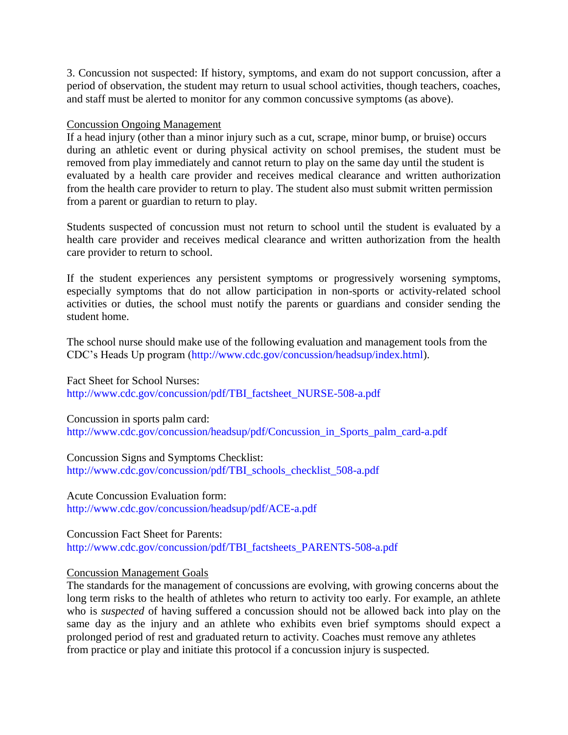3. Concussion not suspected: If history, symptoms, and exam do not support concussion, after a period of observation, the student may return to usual school activities, though teachers, coaches, and staff must be alerted to monitor for any common concussive symptoms (as above).

## Concussion Ongoing Management

If a head injury (other than a minor injury such as a cut, scrape, minor bump, or bruise) occurs during an athletic event or during physical activity on school premises, the student must be removed from play immediately and cannot return to play on the same day until the student is evaluated by a health care provider and receives medical clearance and written authorization from the health care provider to return to play. The student also must submit written permission from a parent or guardian to return to play.

Students suspected of concussion must not return to school until the student is evaluated by a health care provider and receives medical clearance and written authorization from the health care provider to return to school.

If the student experiences any persistent symptoms or progressively worsening symptoms, especially symptoms that do not allow participation in non-sports or activity-related school activities or duties, the school must notify the parents or guardians and consider sending the student home.

The school nurse should make use of the following evaluation and management tools from the CDC's Heads Up program (http://www.cdc.gov/concussion/headsup/index.html).

Fact Sheet for School Nurses:
http://www.cdc.gov/concussion/pdf/TBI_factsheet_NURSE-508-a.pdf

Concussion in sports palm card:
http://www.cdc.gov/concussion/headsup/pdf/Concussion_in_Sports_palm_card-a.pdf

Concussion Signs and Symptoms Checklist:
http://www.cdc.gov/concussion/pdf/TBI_schools_checklist_508-a.pdf

Acute Concussion Evaluation form:
http://www.cdc.gov/concussion/headsup/pdf/ACE-a.pdf

Concussion Fact Sheet for Parents:
http://www.cdc.gov/concussion/pdf/TBI_factsheets_PARENTS-508-a.pdf

## Concussion Management Goals

The standards for the management of concussions are evolving, with growing concerns about the long term risks to the health of athletes who return to activity too early. For example, an athlete who is *suspected* of having suffered a concussion should not be allowed back into play on the same day as the injury and an athlete who exhibits even brief symptoms should expect a prolonged period of rest and graduated return to activity. Coaches must remove any athletes from practice or play and initiate this protocol if a concussion injury is suspected.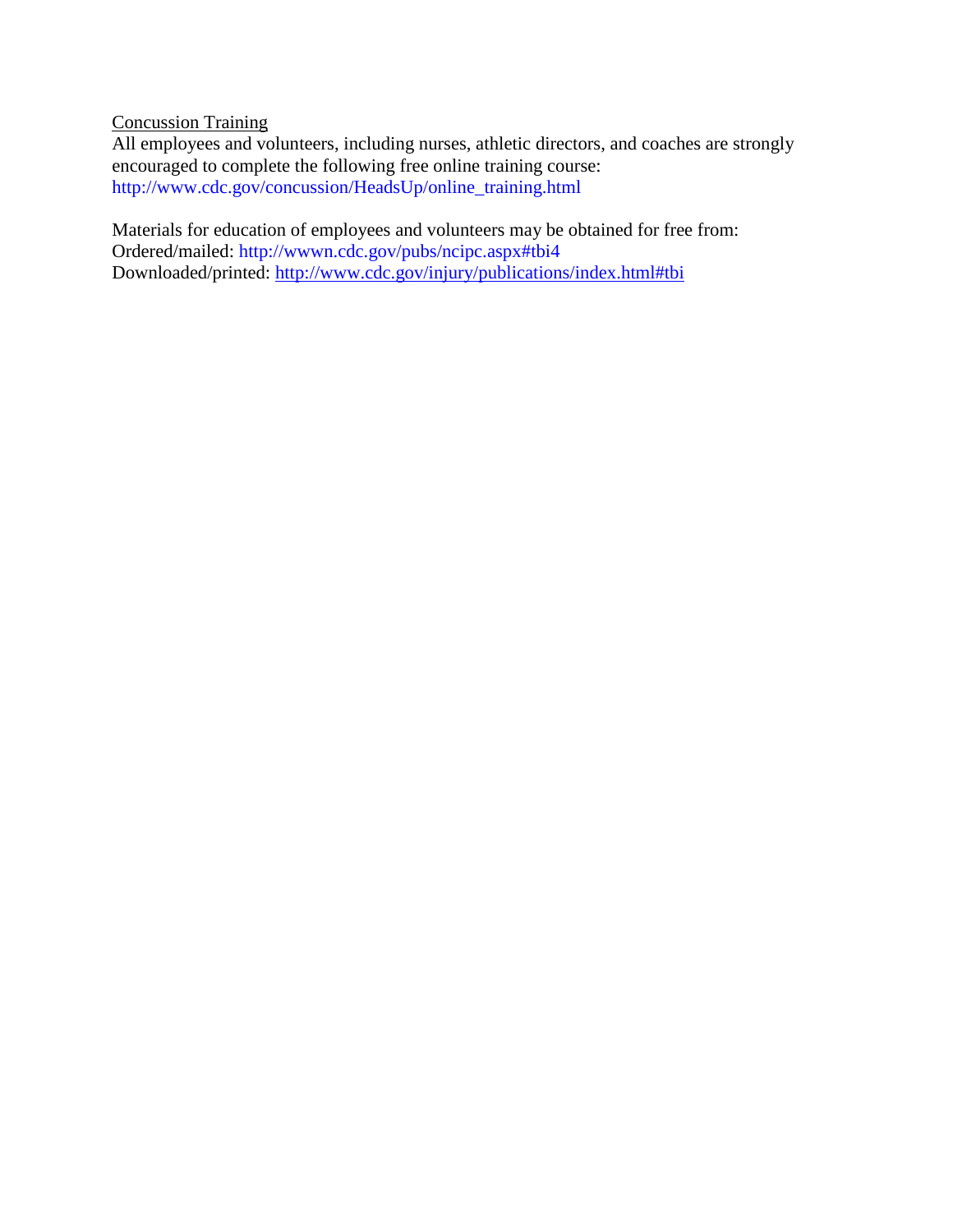Concussion Training

All employees and volunteers, including nurses, athletic directors, and coaches are strongly encouraged to complete the following free online training course: http://www.cdc.gov/concussion/HeadsUp/online_training.html

Materials for education of employees and volunteers may be obtained for free from:
Ordered/mailed: http://wwwn.cdc.gov/pubs/ncipc.aspx#tbi4
Downloaded/printed: http://www.cdc.gov/injury/publications/index.html#tbi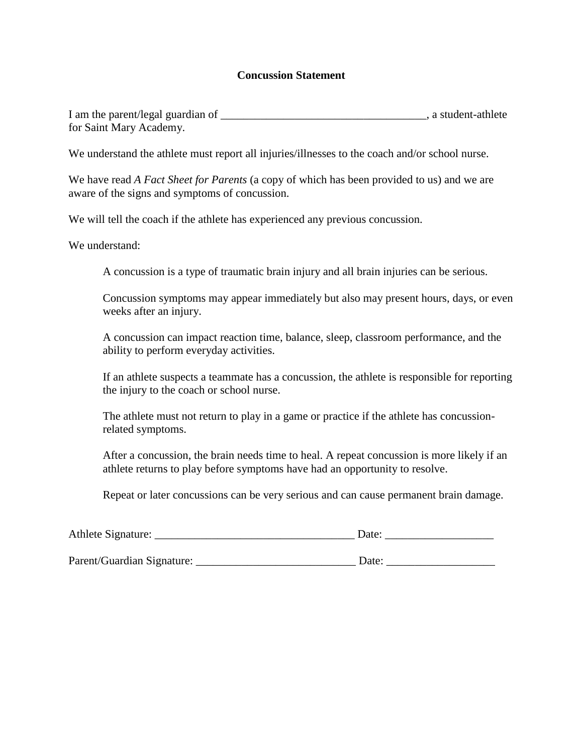# Concussion Statement

I am the parent/legal guardian of ____________________________________, a student-athlete for Saint Mary Academy.

We understand the athlete must report all injuries/illnesses to the coach and/or school nurse.

We have read *A Fact Sheet for Parents* (a copy of which has been provided to us) and we are aware of the signs and symptoms of concussion.

We will tell the coach if the athlete has experienced any previous concussion.

We understand:

> A concussion is a type of traumatic brain injury and all brain injuries can be serious.
>
> Concussion symptoms may appear immediately but also may present hours, days, or even weeks after an injury.
>
> A concussion can impact reaction time, balance, sleep, classroom performance, and the ability to perform everyday activities.
>
> If an athlete suspects a teammate has a concussion, the athlete is responsible for reporting the injury to the coach or school nurse.
>
> The athlete must not return to play in a game or practice if the athlete has concussion-related symptoms.
>
> After a concussion, the brain needs time to heal. A repeat concussion is more likely if an athlete returns to play before symptoms have had an opportunity to resolve.
>
> Repeat or later concussions can be very serious and can cause permanent brain damage.

Athlete Signature: __________________________________ Date: ___________________

Parent/Guardian Signature: ___________________________ Date: ___________________